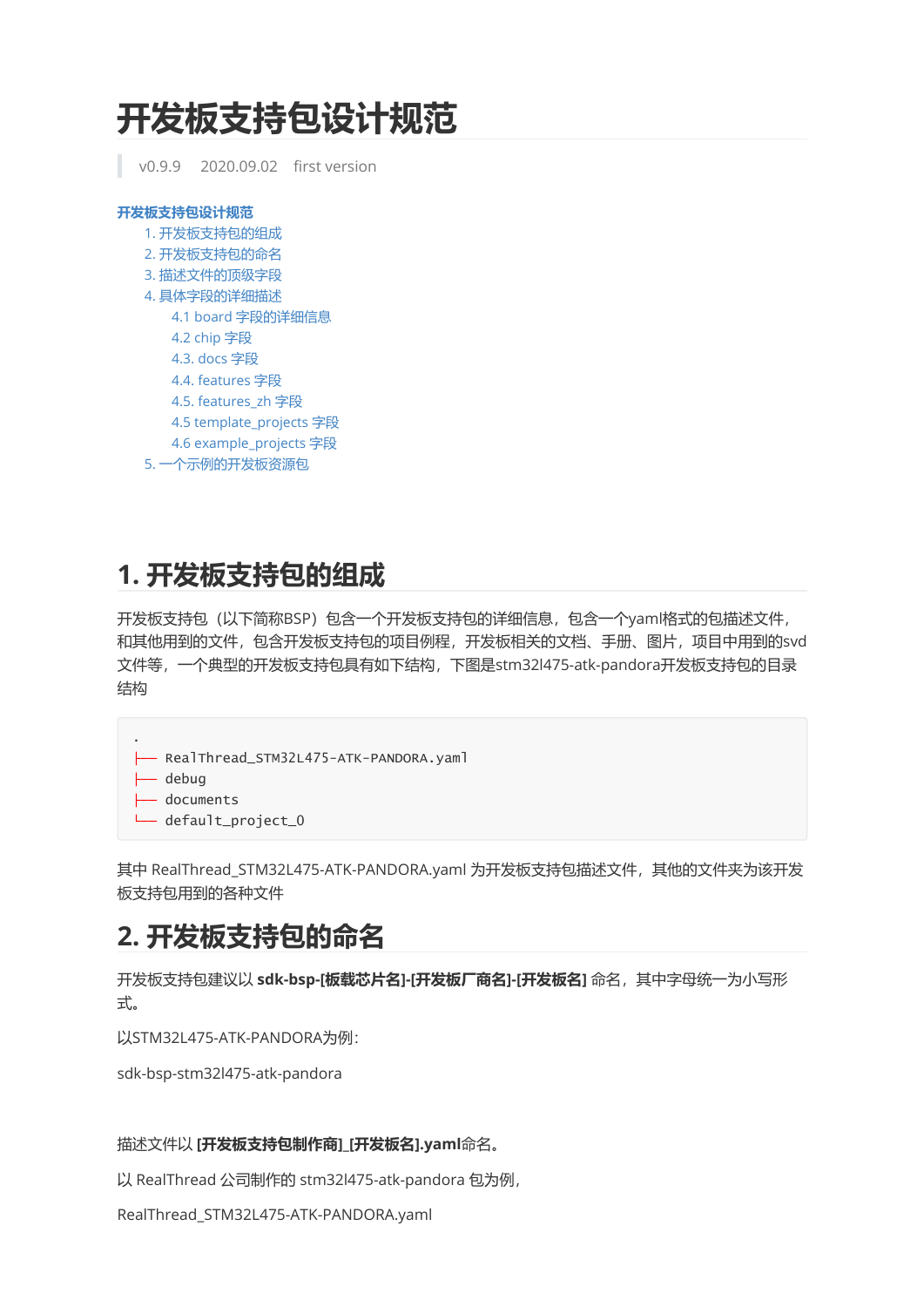# 开发板支持包设计规范

> v0.9.9  2020.09.02  first version

开发板支持包设计规范

1. 开发板支持包的组成
2. 开发板支持包的命名
3. 描述文件的顶级字段
4. 具体字段的详细描述
   - 4.1 board 字段的详细信息
   - 4.2 chip 字段
   - 4.3. docs 字段
   - 4.4. features 字段
   - 4.5. features_zh 字段
   - 4.5 template_projects 字段
   - 4.6 example_projects 字段
5. 一个示例的开发板资源包

## 1. 开发板支持包的组成

开发板支持包（以下简称BSP）包含一个开发板支持包的详细信息，包含一个yaml格式的包描述文件，和其他用到的文件，包含开发板支持包的项目例程，开发板相关的文档、手册、图片，项目中用到的svd文件等，一个典型的开发板支持包具有如下结构，下图是stm32l475-atk-pandora开发板支持包的目录结构

```
.
├── RealThread_STM32L475-ATK-PANDORA.yaml
├── debug
├── documents
└── default_project_0
```

其中 RealThread_STM32L475-ATK-PANDORA.yaml 为开发板支持包描述文件，其他的文件夹为该开发板支持包用到的各种文件

## 2. 开发板支持包的命名

开发板支持包建议以 **sdk-bsp-[板载芯片名]-[开发板厂商名]-[开发板名]** 命名，其中字母统一为小写形式。

以STM32L475-ATK-PANDORA为例：

sdk-bsp-stm32l475-atk-pandora

描述文件以 **[开发板支持包制作商]_[开发板名].yaml**命名。

以 RealThread 公司制作的 stm32l475-atk-pandora 包为例，

RealThread_STM32L475-ATK-PANDORA.yaml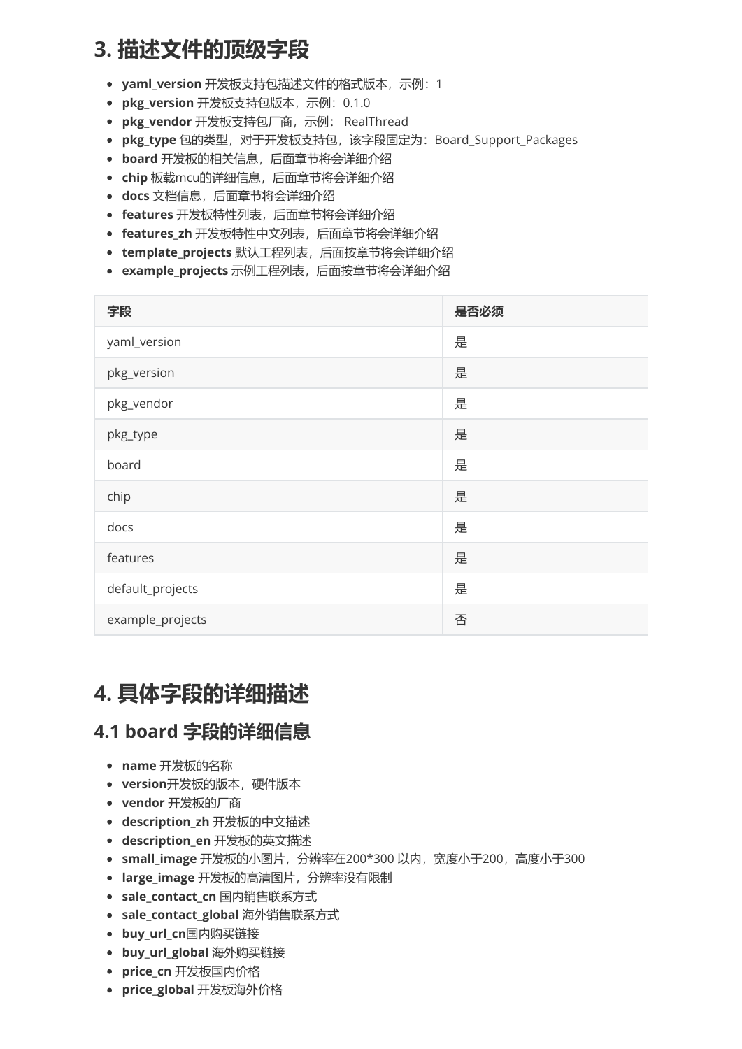# 3. 描述文件的顶级字段

- **yaml_version** 开发板支持包描述文件的格式版本，示例：1
- **pkg_version** 开发板支持包版本，示例：0.1.0
- **pkg_vendor** 开发板支持包厂商，示例： RealThread
- **pkg_type** 包的类型，对于开发板支持包，该字段固定为：Board_Support_Packages
- **board** 开发板的相关信息，后面章节将会详细介绍
- **chip** 板载mcu的详细信息，后面章节将会详细介绍
- **docs** 文档信息，后面章节将会详细介绍
- **features** 开发板特性列表，后面章节将会详细介绍
- **features_zh** 开发板特性中文列表，后面章节将会详细介绍
- **template_projects** 默认工程列表，后面按章节将会详细介绍
- **example_projects** 示例工程列表，后面按章节将会详细介绍

| 字段 | 是否必须 |
| --- | --- |
| yaml_version | 是 |
| pkg_version | 是 |
| pkg_vendor | 是 |
| pkg_type | 是 |
| board | 是 |
| chip | 是 |
| docs | 是 |
| features | 是 |
| default_projects | 是 |
| example_projects | 否 |

# 4. 具体字段的详细描述

## 4.1 board 字段的详细信息

- **name** 开发板的名称
- **version**开发板的版本，硬件版本
- **vendor** 开发板的厂商
- **description_zh** 开发板的中文描述
- **description_en** 开发板的英文描述
- **small_image** 开发板的小图片，分辨率在200*300 以内，宽度小于200，高度小于300
- **large_image** 开发板的高清图片，分辨率没有限制
- **sale_contact_cn** 国内销售联系方式
- **sale_contact_global** 海外销售联系方式
- **buy_url_cn**国内购买链接
- **buy_url_global** 海外购买链接
- **price_cn** 开发板国内价格
- **price_global** 开发板海外价格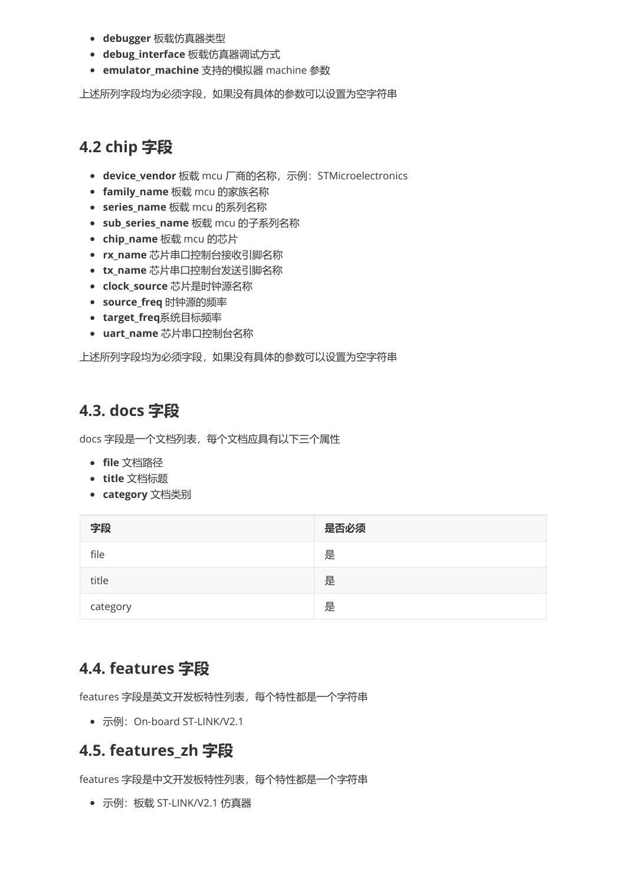- **debugger** 板载仿真器类型
- **debug_interface** 板载仿真器调试方式
- **emulator_machine** 支持的模拟器 machine 参数

上述所列字段均为必须字段，如果没有具体的参数可以设置为空字符串

## 4.2 chip 字段

- **device_vendor** 板载 mcu 厂商的名称，示例：STMicroelectronics
- **family_name** 板载 mcu 的家族名称
- **series_name** 板载 mcu 的系列名称
- **sub_series_name** 板载 mcu 的子系列名称
- **chip_name** 板载 mcu 的芯片
- **rx_name** 芯片串口控制台接收引脚名称
- **tx_name** 芯片串口控制台发送引脚名称
- **clock_source** 芯片是时钟源名称
- **source_freq** 时钟源的频率
- **target_freq**系统目标频率
- **uart_name** 芯片串口控制台名称

上述所列字段均为必须字段，如果没有具体的参数可以设置为空字符串

## 4.3. docs 字段

docs 字段是一个文档列表，每个文档应具有以下三个属性

- **file** 文档路径
- **title** 文档标题
- **category** 文档类别

| 字段 | 是否必须 |
| --- | --- |
| file | 是 |
| title | 是 |
| category | 是 |

## 4.4. features 字段

features 字段是英文开发板特性列表，每个特性都是一个字符串

- 示例：On-board ST-LINK/V2.1

## 4.5. features_zh 字段

features 字段是中文开发板特性列表，每个特性都是一个字符串

- 示例：板载 ST-LINK/V2.1 仿真器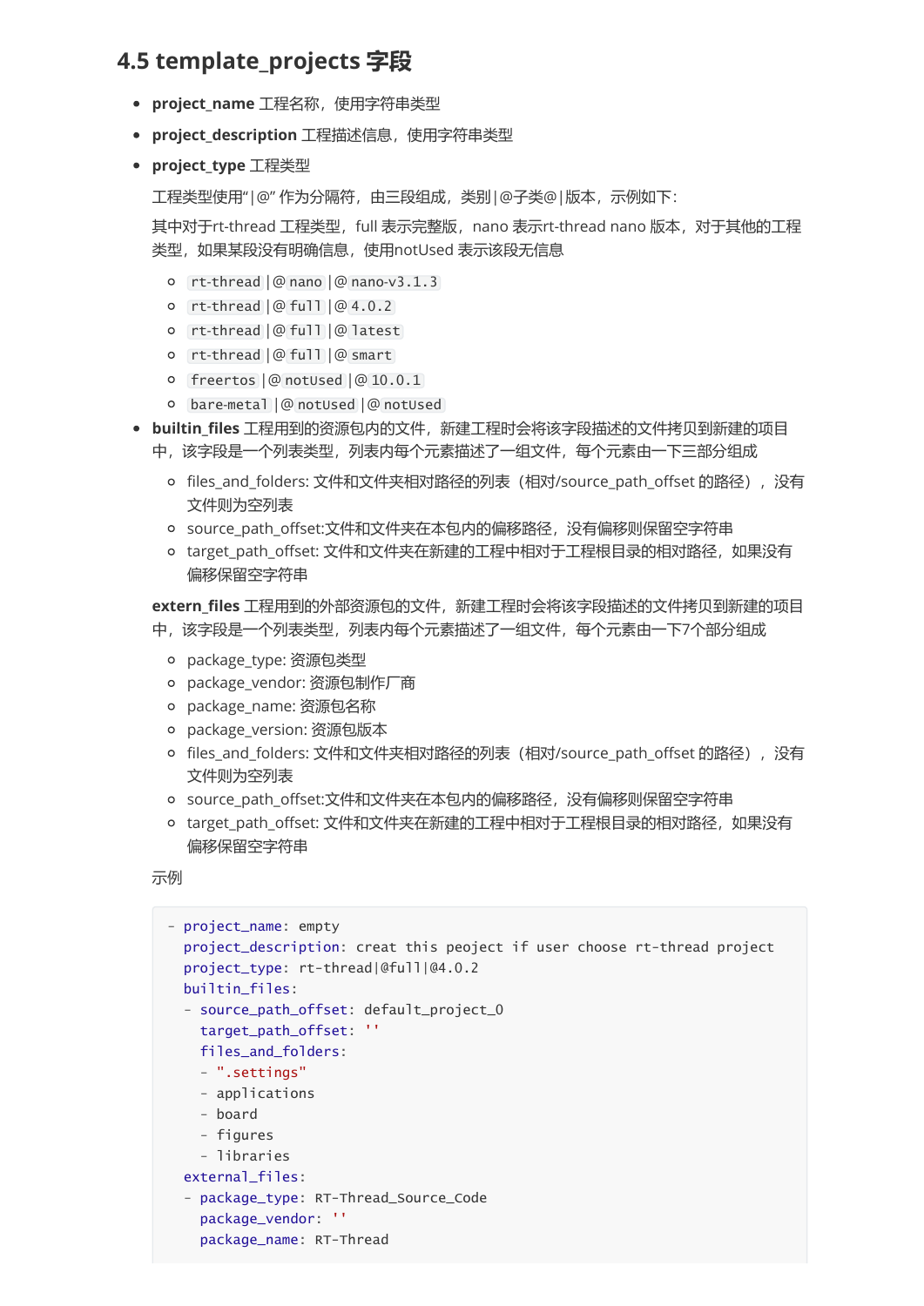## 4.5 template_projects 字段

- **project_name** 工程名称，使用字符串类型
- **project_description** 工程描述信息，使用字符串类型
- **project_type** 工程类型

  工程类型使用"|@" 作为分隔符，由三段组成，类别|@子类@|版本，示例如下：

  其中对于rt-thread 工程类型，full 表示完整版，nano 表示rt-thread nano 版本，对于其他的工程类型，如果某段没有明确信息，使用notUsed 表示该段无信息

  - `rt-thread` |@ `nano` |@ `nano-v3.1.3`
  - `rt-thread` |@ `full` |@ `4.0.2`
  - `rt-thread` |@ `full` |@ `latest`
  - `rt-thread` |@ `full` |@ `smart`
  - `freertos` |@ `notUsed` |@ `10.0.1`
  - `bare-metal` |@ `notUsed` |@ `notUsed`
- **builtin_files** 工程用到的资源包内的文件，新建工程时会将该字段描述的文件拷贝到新建的项目中，该字段是一个列表类型，列表内每个元素描述了一组文件，每个元素由一下三部分组成
  - files_and_folders: 文件和文件夹相对路径的列表（相对/source_path_offset 的路径），没有文件则为空列表
  - source_path_offset:文件和文件夹在本包内的偏移路径，没有偏移则保留空字符串
  - target_path_offset: 文件和文件夹在新建的工程中相对于工程根目录的相对路径，如果没有偏移保留空字符串

  **extern_files** 工程用到的外部资源包的文件，新建工程时会将该字段描述的文件拷贝到新建的项目中，该字段是一个列表类型，列表内每个元素描述了一组文件，每个元素由一下7个部分组成

  - package_type: 资源包类型
  - package_vendor: 资源包制作厂商
  - package_name: 资源包名称
  - package_version: 资源包版本
  - files_and_folders: 文件和文件夹相对路径的列表（相对/source_path_offset 的路径），没有文件则为空列表
  - source_path_offset:文件和文件夹在本包内的偏移路径，没有偏移则保留空字符串
  - target_path_offset: 文件和文件夹在新建的工程中相对于工程根目录的相对路径，如果没有偏移保留空字符串

  示例

```yaml
- project_name: empty
  project_description: creat this peoject if user choose rt-thread project
  project_type: rt-thread|@full|@4.0.2
  builtin_files:
  - source_path_offset: default_project_0
    target_path_offset: ''
    files_and_folders:
    - ".settings"
    - applications
    - board
    - figures
    - libraries
  external_files:
  - package_type: RT-Thread_Source_Code
    package_vendor: ''
    package_name: RT-Thread
```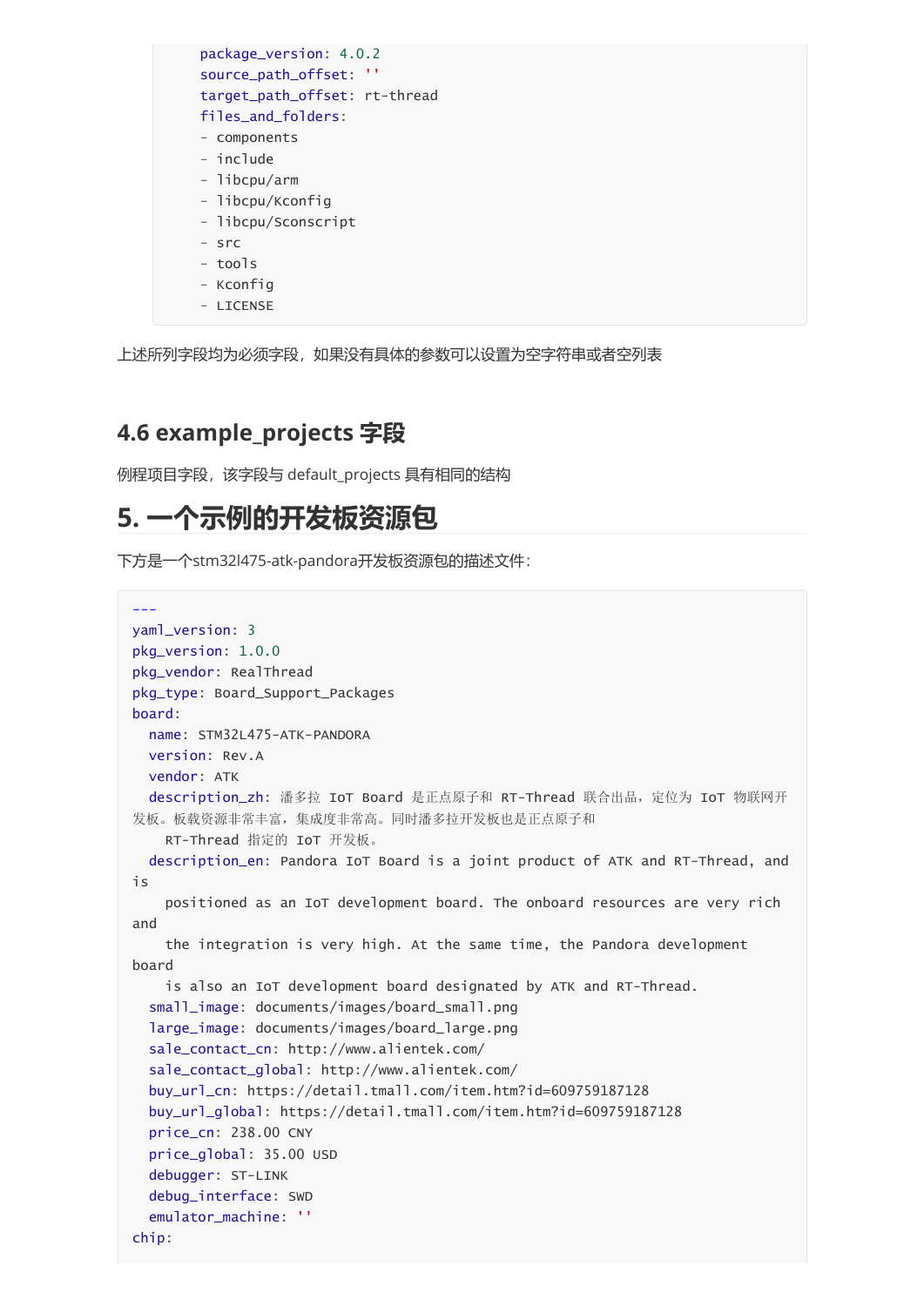```yaml
    package_version: 4.0.2
    source_path_offset: ''
    target_path_offset: rt-thread
    files_and_folders:
    - components
    - include
    - libcpu/arm
    - libcpu/Kconfig
    - libcpu/SConscript
    - src
    - tools
    - Kconfig
    - LICENSE
```

上述所列字段均为必须字段，如果没有具体的参数可以设置为空字符串或者空列表

### 4.6 example_projects 字段

例程项目字段，该字段与 default_projects 具有相同的结构

## 5. 一个示例的开发板资源包

下方是一个stm32l475-atk-pandora开发板资源包的描述文件：

```yaml
---
yaml_version: 3
pkg_version: 1.0.0
pkg_vendor: RealThread
pkg_type: Board_Support_Packages
board:
  name: STM32L475-ATK-PANDORA
  version: Rev.A
  vendor: ATK
  description_zh: 潘多拉 IoT Board 是正点原子和 RT-Thread 联合出品，定位为 IoT 物联网开发板。板载资源非常丰富，集成度非常高。同时潘多拉开发板也是正点原子和
    RT-Thread 指定的 IoT 开发板。
  description_en: Pandora IoT Board is a joint product of ATK and RT-Thread, and is
    positioned as an IoT development board. The onboard resources are very rich and
    the integration is very high. At the same time, the Pandora development board
    is also an IoT development board designated by ATK and RT-Thread.
  small_image: documents/images/board_small.png
  large_image: documents/images/board_large.png
  sale_contact_cn: http://www.alientek.com/
  sale_contact_global: http://www.alientek.com/
  buy_url_cn: https://detail.tmall.com/item.htm?id=609759187128
  buy_url_global: https://detail.tmall.com/item.htm?id=609759187128
  price_cn: 238.00 CNY
  price_global: 35.00 USD
  debugger: ST-LINK
  debug_interface: SWD
  emulator_machine: ''
chip:
```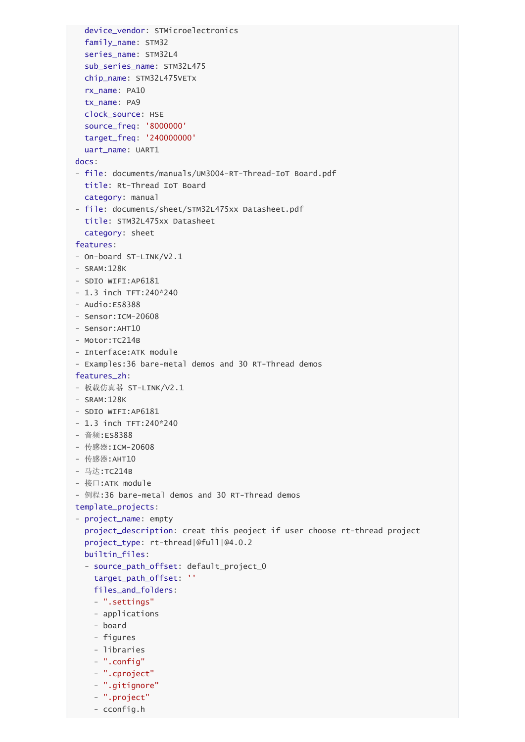```yaml
  device_vendor: STMicroelectronics
  family_name: STM32
  series_name: STM32L4
  sub_series_name: STM32L475
  chip_name: STM32L475VETx
  rx_name: PA10
  tx_name: PA9
  clock_source: HSE
  source_freq: '8000000'
  target_freq: '240000000'
  uart_name: UART1
docs:
- file: documents/manuals/UM3004-RT-Thread-IoT Board.pdf
  title: Rt-Thread IoT Board
  category: manual
- file: documents/sheet/STM32L475xx Datasheet.pdf
  title: STM32L475xx Datasheet
  category: sheet
features:
- On-board ST-LINK/V2.1
- SRAM:128K
- SDIO WIFI:AP6181
- 1.3 inch TFT:240*240
- Audio:ES8388
- Sensor:ICM-20608
- Sensor:AHT10
- Motor:TC214B
- Interface:ATK module
- Examples:36 bare-metal demos and 30 RT-Thread demos
features_zh:
- 板载仿真器 ST-LINK/V2.1
- SRAM:128K
- SDIO WIFI:AP6181
- 1.3 inch TFT:240*240
- 音频:ES8388
- 传感器:ICM-20608
- 传感器:AHT10
- 马达:TC214B
- 接口:ATK module
- 例程:36 bare-metal demos and 30 RT-Thread demos
template_projects:
- project_name: empty
  project_description: creat this peoject if user choose rt-thread project
  project_type: rt-thread|@full|@4.0.2
  builtin_files:
  - source_path_offset: default_project_0
    target_path_offset: ''
    files_and_folders:
    - ".settings"
    - applications
    - board
    - figures
    - libraries
    - ".config"
    - ".cproject"
    - ".gitignore"
    - ".project"
    - cconfig.h
```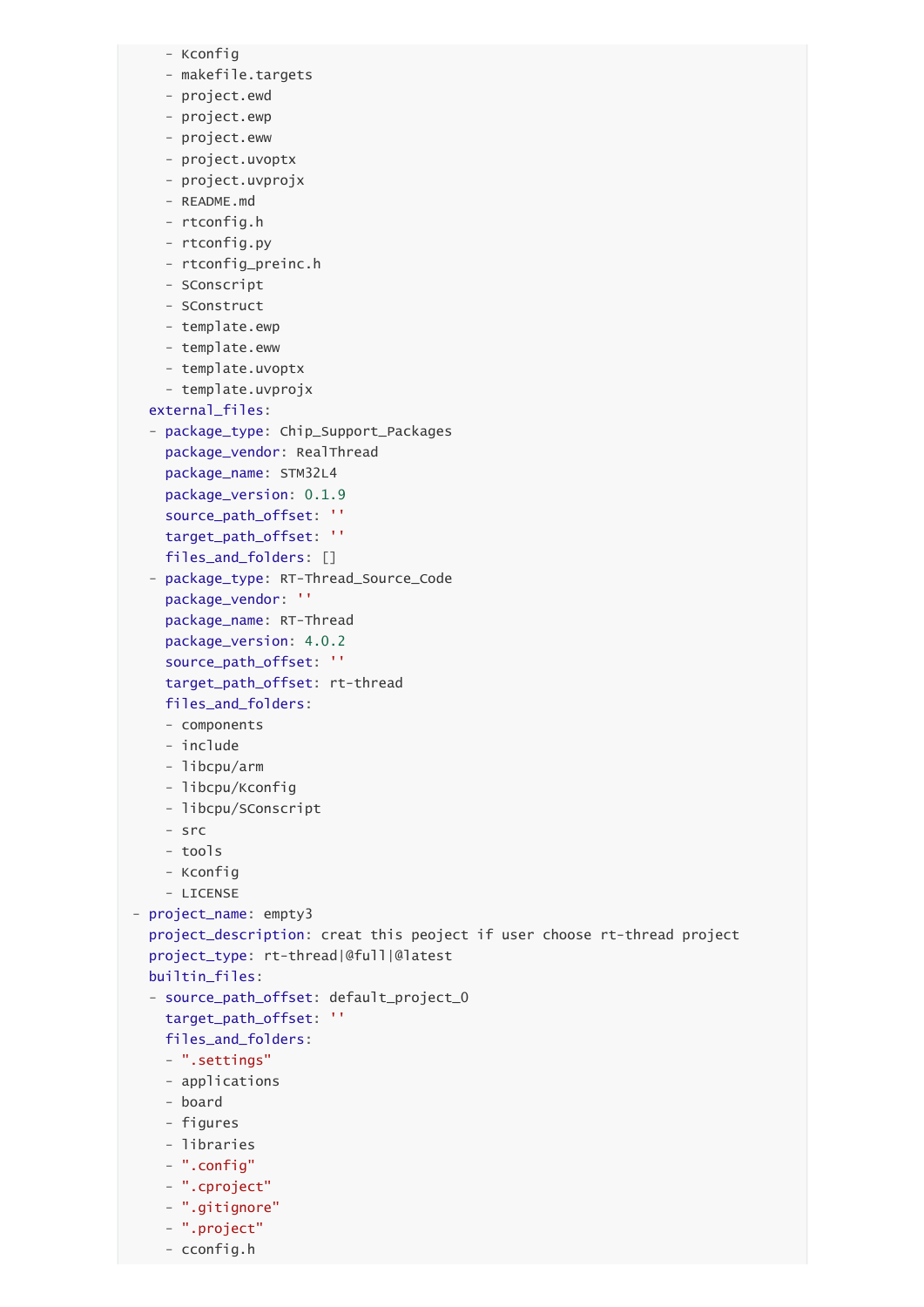```yaml
      - Kconfig
      - makefile.targets
      - project.ewd
      - project.ewp
      - project.eww
      - project.uvoptx
      - project.uvprojx
      - README.md
      - rtconfig.h
      - rtconfig.py
      - rtconfig_preinc.h
      - SConscript
      - SConstruct
      - template.ewp
      - template.eww
      - template.uvoptx
      - template.uvprojx
    external_files:
    - package_type: Chip_Support_Packages
      package_vendor: RealThread
      package_name: STM32L4
      package_version: 0.1.9
      source_path_offset: ''
      target_path_offset: ''
      files_and_folders: []
    - package_type: RT-Thread_Source_Code
      package_vendor: ''
      package_name: RT-Thread
      package_version: 4.0.2
      source_path_offset: ''
      target_path_offset: rt-thread
      files_and_folders:
      - components
      - include
      - libcpu/arm
      - libcpu/Kconfig
      - libcpu/SConscript
      - src
      - tools
      - Kconfig
      - LICENSE
  - project_name: empty3
    project_description: creat this peoject if user choose rt-thread project
    project_type: rt-thread|@full|@latest
    builtin_files:
    - source_path_offset: default_project_0
      target_path_offset: ''
      files_and_folders:
      - ".settings"
      - applications
      - board
      - figures
      - libraries
      - ".config"
      - ".cproject"
      - ".gitignore"
      - ".project"
      - cconfig.h
```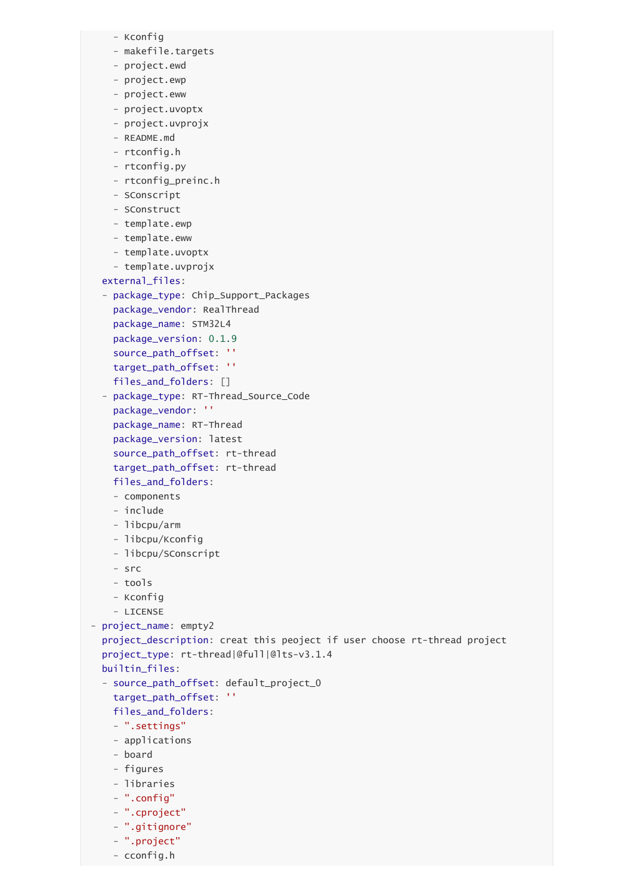```yaml
      - Kconfig
      - makefile.targets
      - project.ewd
      - project.ewp
      - project.eww
      - project.uvoptx
      - project.uvprojx
      - README.md
      - rtconfig.h
      - rtconfig.py
      - rtconfig_preinc.h
      - SConscript
      - SConstruct
      - template.ewp
      - template.eww
      - template.uvoptx
      - template.uvprojx
    external_files:
    - package_type: Chip_Support_Packages
      package_vendor: RealThread
      package_name: STM32L4
      package_version: 0.1.9
      source_path_offset: ''
      target_path_offset: ''
      files_and_folders: []
    - package_type: RT-Thread_Source_Code
      package_vendor: ''
      package_name: RT-Thread
      package_version: latest
      source_path_offset: rt-thread
      target_path_offset: rt-thread
      files_and_folders:
      - components
      - include
      - libcpu/arm
      - libcpu/Kconfig
      - libcpu/SConscript
      - src
      - tools
      - Kconfig
      - LICENSE
  - project_name: empty2
    project_description: creat this peoject if user choose rt-thread project
    project_type: rt-thread|@full|@lts-v3.1.4
    builtin_files:
    - source_path_offset: default_project_0
      target_path_offset: ''
      files_and_folders:
      - ".settings"
      - applications
      - board
      - figures
      - libraries
      - ".config"
      - ".cproject"
      - ".gitignore"
      - ".project"
      - cconfig.h
```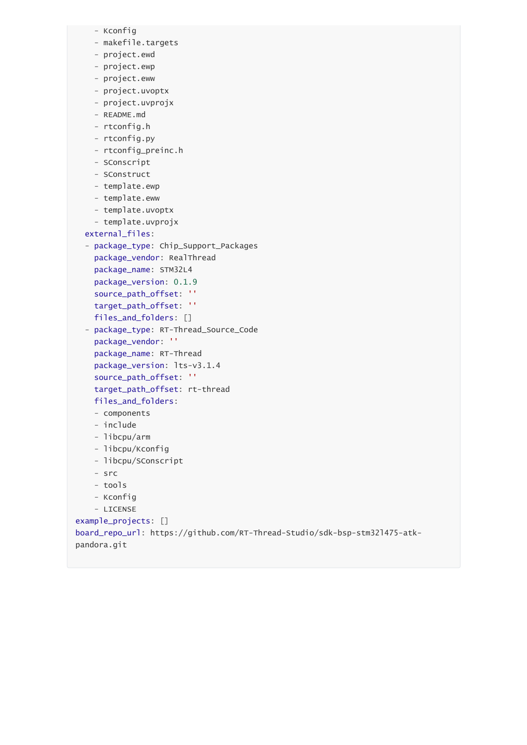```yaml
      - Kconfig
      - makefile.targets
      - project.ewd
      - project.ewp
      - project.eww
      - project.uvoptx
      - project.uvprojx
      - README.md
      - rtconfig.h
      - rtconfig.py
      - rtconfig_preinc.h
      - SConscript
      - SConstruct
      - template.ewp
      - template.eww
      - template.uvoptx
      - template.uvprojx
    external_files:
    - package_type: Chip_Support_Packages
      package_vendor: RealThread
      package_name: STM32L4
      package_version: 0.1.9
      source_path_offset: ''
      target_path_offset: ''
      files_and_folders: []
    - package_type: RT-Thread_Source_Code
      package_vendor: ''
      package_name: RT-Thread
      package_version: lts-v3.1.4
      source_path_offset: ''
      target_path_offset: rt-thread
      files_and_folders:
      - components
      - include
      - libcpu/arm
      - libcpu/Kconfig
      - libcpu/SConscript
      - src
      - tools
      - Kconfig
      - LICENSE
  example_projects: []
  board_repo_url: https://github.com/RT-Thread-Studio/sdk-bsp-stm32l475-atk-pandora.git
```